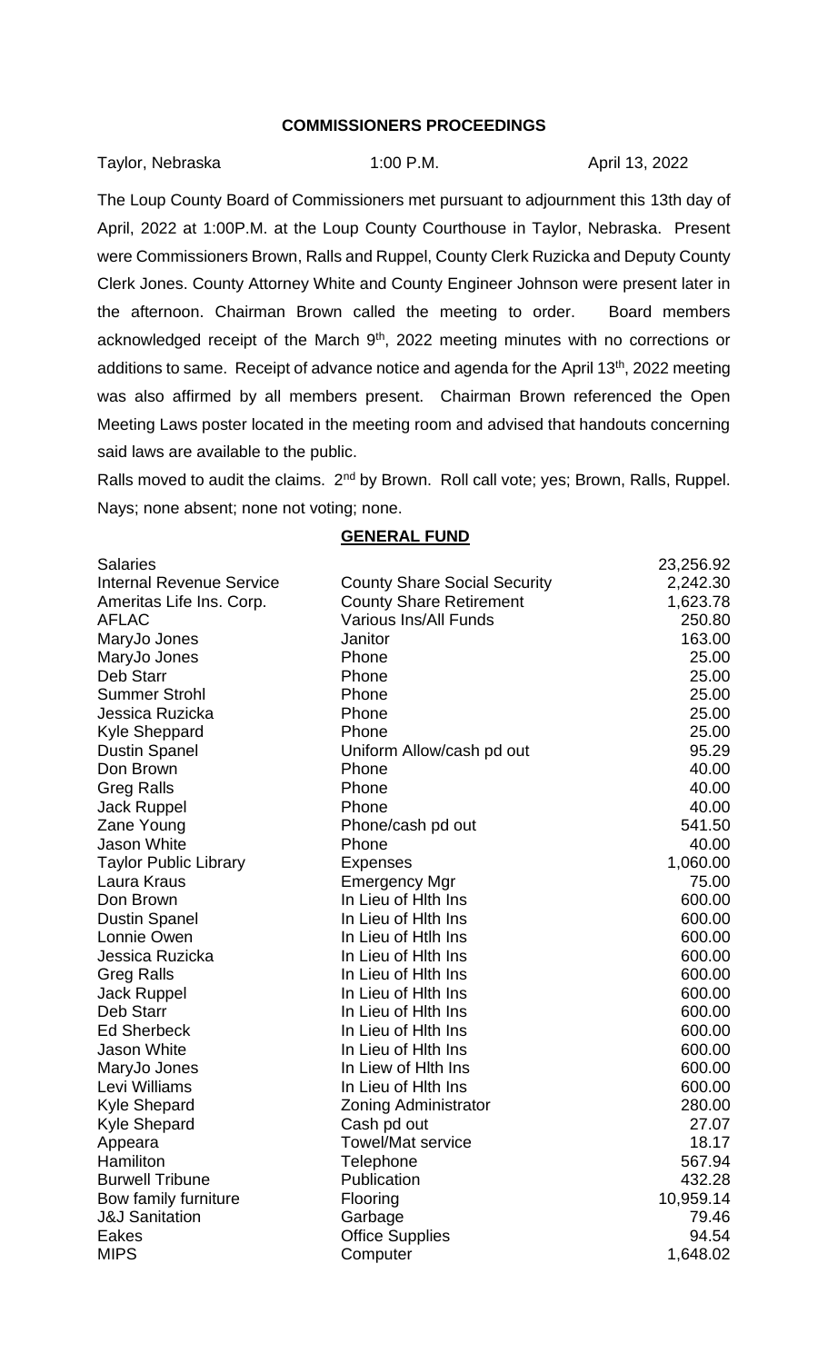# COMMISSIONERS PROCEEDINGS

Taylor, Nebraska 1:00 P.M. April 13, 2022

The Loup County Board of Commissioners met pursuant to adjournment this 13th day of April, 2022 at 1:00P.M. at the Loup County Courthouse in Taylor, Nebraska. Present were Commissioners Brown, Ralls and Ruppel, County Clerk Ruzicka and Deputy County Clerk Jones. County Attorney White and County Engineer Johnson were present later in the afternoon. Chairman Brown called the meeting to order. Board members acknowledged receipt of the March 9th, 2022 meeting minutes with no corrections or additions to same. Receipt of advance notice and agenda for the April 13th, 2022 meeting was also affirmed by all members present. Chairman Brown referenced the Open Meeting Laws poster located in the meeting room and advised that handouts concerning said laws are available to the public.

Ralls moved to audit the claims. 2nd by Brown. Roll call vote; yes; Brown, Ralls, Ruppel. Nays; none absent; none not voting; none.

## GENERAL FUND

| | | |
|---|---|---|
| Salaries | | 23,256.92 |
| Internal Revenue Service | County Share Social Security | 2,242.30 |
| Ameritas Life Ins. Corp. | County Share Retirement | 1,623.78 |
| AFLAC | Various Ins/All Funds | 250.80 |
| MaryJo Jones | Janitor | 163.00 |
| MaryJo Jones | Phone | 25.00 |
| Deb Starr | Phone | 25.00 |
| Summer Strohl | Phone | 25.00 |
| Jessica Ruzicka | Phone | 25.00 |
| Kyle Sheppard | Phone | 25.00 |
| Dustin Spanel | Uniform Allow/cash pd out | 95.29 |
| Don Brown | Phone | 40.00 |
| Greg Ralls | Phone | 40.00 |
| Jack Ruppel | Phone | 40.00 |
| Zane Young | Phone/cash pd out | 541.50 |
| Jason White | Phone | 40.00 |
| Taylor Public Library | Expenses | 1,060.00 |
| Laura Kraus | Emergency Mgr | 75.00 |
| Don Brown | In Lieu of Hlth Ins | 600.00 |
| Dustin Spanel | In Lieu of Hlth Ins | 600.00 |
| Lonnie Owen | In Lieu of Htlh Ins | 600.00 |
| Jessica Ruzicka | In Lieu of Hlth Ins | 600.00 |
| Greg Ralls | In Lieu of Hlth Ins | 600.00 |
| Jack Ruppel | In Lieu of Hlth Ins | 600.00 |
| Deb Starr | In Lieu of Hlth Ins | 600.00 |
| Ed Sherbeck | In Lieu of Hlth Ins | 600.00 |
| Jason White | In Lieu of Hlth Ins | 600.00 |
| MaryJo Jones | In Liew of Hlth Ins | 600.00 |
| Levi Williams | In Lieu of Hlth Ins | 600.00 |
| Kyle Shepard | Zoning Administrator | 280.00 |
| Kyle Shepard | Cash pd out | 27.07 |
| Appeara | Towel/Mat service | 18.17 |
| Hamiliton | Telephone | 567.94 |
| Burwell Tribune | Publication | 432.28 |
| Bow family furniture | Flooring | 10,959.14 |
| J&J Sanitation | Garbage | 79.46 |
| Eakes | Office Supplies | 94.54 |
| MIPS | Computer | 1,648.02 |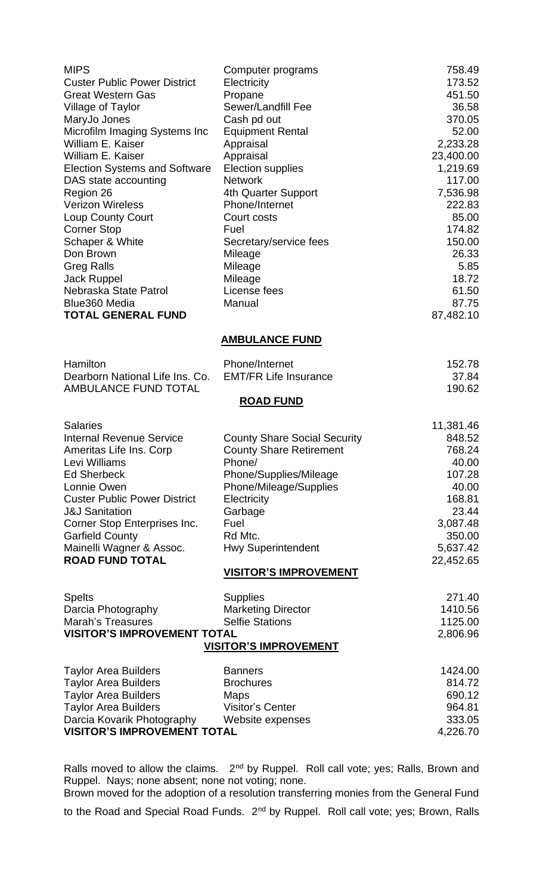| | | |
|---|---|---|
| MIPS | Computer programs | 758.49 |
| Custer Public Power District | Electricity | 173.52 |
| Great Western Gas | Propane | 451.50 |
| Village of Taylor | Sewer/Landfill Fee | 36.58 |
| MaryJo Jones | Cash pd out | 370.05 |
| Microfilm Imaging Systems Inc | Equipment Rental | 52.00 |
| William E. Kaiser | Appraisal | 2,233.28 |
| William E. Kaiser | Appraisal | 23,400.00 |
| Election Systems and Software | Election supplies | 1,219.69 |
| DAS state accounting | Network | 117.00 |
| Region 26 | 4th Quarter Support | 7,536.98 |
| Verizon Wireless | Phone/Internet | 222.83 |
| Loup County Court | Court costs | 85.00 |
| Corner Stop | Fuel | 174.82 |
| Schaper & White | Secretary/service fees | 150.00 |
| Don Brown | Mileage | 26.33 |
| Greg Ralls | Mileage | 5.85 |
| Jack Ruppel | Mileage | 18.72 |
| Nebraska State Patrol | License fees | 61.50 |
| Blue360 Media | Manual | 87.75 |
| **TOTAL GENERAL FUND** | | 87,482.10 |

**AMBULANCE FUND**

| | | |
|---|---|---|
| Hamilton | Phone/Internet | 152.78 |
| Dearborn National Life Ins. Co. | EMT/FR Life Insurance | 37.84 |
| AMBULANCE FUND TOTAL | | 190.62 |

**ROAD FUND**

| | | |
|---|---|---|
| Salaries | | 11,381.46 |
| Internal Revenue Service | County Share Social Security | 848.52 |
| Ameritas Life Ins. Corp | County Share Retirement | 768.24 |
| Levi Williams | Phone/ | 40.00 |
| Ed Sherbeck | Phone/Supplies/Mileage | 107.28 |
| Lonnie Owen | Phone/Mileage/Supplies | 40.00 |
| Custer Public Power District | Electricity | 168.81 |
| J&J Sanitation | Garbage | 23.44 |
| Corner Stop Enterprises Inc. | Fuel | 3,087.48 |
| Garfield County | Rd Mtc. | 350.00 |
| Mainelli Wagner & Assoc. | Hwy Superintendent | 5,637.42 |
| **ROAD FUND TOTAL** | | 22,452.65 |

**VISITOR'S IMPROVEMENT**

| | | |
|---|---|---|
| Spelts | Supplies | 271.40 |
| Darcia Photography | Marketing Director | 1410.56 |
| Marah's Treasures | Selfie Stations | 1125.00 |
| **VISITOR'S IMPROVEMENT TOTAL** | | 2,806.96 |

**VISITOR'S IMPROVEMENT**

| | | |
|---|---|---|
| Taylor Area Builders | Banners | 1424.00 |
| Taylor Area Builders | Brochures | 814.72 |
| Taylor Area Builders | Maps | 690.12 |
| Taylor Area Builders | Visitor's Center | 964.81 |
| Darcia Kovarik Photography | Website expenses | 333.05 |
| **VISITOR'S IMPROVEMENT TOTAL** | | 4,226.70 |

Ralls moved to allow the claims. 2nd by Ruppel. Roll call vote; yes; Ralls, Brown and Ruppel. Nays; none absent; none not voting; none.

Brown moved for the adoption of a resolution transferring monies from the General Fund to the Road and Special Road Funds. 2nd by Ruppel. Roll call vote; yes; Brown, Ralls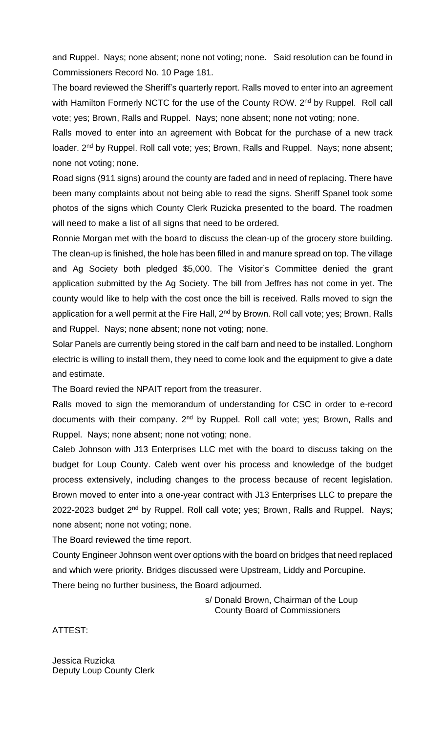and Ruppel. Nays; none absent; none not voting; none. Said resolution can be found in Commissioners Record No. 10 Page 181.

The board reviewed the Sheriff's quarterly report. Ralls moved to enter into an agreement with Hamilton Formerly NCTC for the use of the County ROW. 2nd by Ruppel. Roll call vote; yes; Brown, Ralls and Ruppel. Nays; none absent; none not voting; none.

Ralls moved to enter into an agreement with Bobcat for the purchase of a new track loader. 2nd by Ruppel. Roll call vote; yes; Brown, Ralls and Ruppel. Nays; none absent; none not voting; none.

Road signs (911 signs) around the county are faded and in need of replacing. There have been many complaints about not being able to read the signs. Sheriff Spanel took some photos of the signs which County Clerk Ruzicka presented to the board. The roadmen will need to make a list of all signs that need to be ordered.

Ronnie Morgan met with the board to discuss the clean-up of the grocery store building. The clean-up is finished, the hole has been filled in and manure spread on top. The village and Ag Society both pledged $5,000. The Visitor's Committee denied the grant application submitted by the Ag Society. The bill from Jeffres has not come in yet. The county would like to help with the cost once the bill is received. Ralls moved to sign the application for a well permit at the Fire Hall, 2nd by Brown. Roll call vote; yes; Brown, Ralls and Ruppel. Nays; none absent; none not voting; none.

Solar Panels are currently being stored in the calf barn and need to be installed. Longhorn electric is willing to install them, they need to come look and the equipment to give a date and estimate.

The Board revied the NPAIT report from the treasurer.

Ralls moved to sign the memorandum of understanding for CSC in order to e-record documents with their company. 2nd by Ruppel. Roll call vote; yes; Brown, Ralls and Ruppel. Nays; none absent; none not voting; none.

Caleb Johnson with J13 Enterprises LLC met with the board to discuss taking on the budget for Loup County. Caleb went over his process and knowledge of the budget process extensively, including changes to the process because of recent legislation. Brown moved to enter into a one-year contract with J13 Enterprises LLC to prepare the 2022-2023 budget 2nd by Ruppel. Roll call vote; yes; Brown, Ralls and Ruppel. Nays; none absent; none not voting; none.

The Board reviewed the time report.

County Engineer Johnson went over options with the board on bridges that need replaced and which were priority. Bridges discussed were Upstream, Liddy and Porcupine.

There being no further business, the Board adjourned.

s/ Donald Brown, Chairman of the Loup County Board of Commissioners

ATTEST:

Jessica Ruzicka
Deputy Loup County Clerk